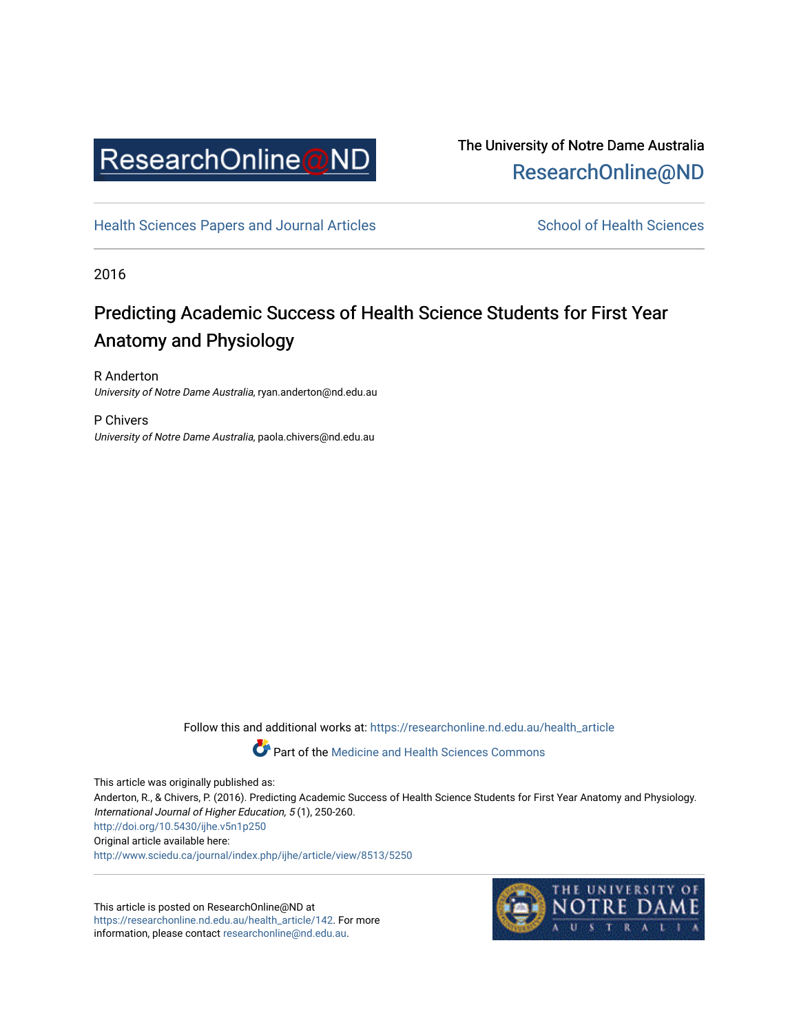ResearchOnline@ND

The University of Notre Dame Australia
ResearchOnline@ND

Health Sciences Papers and Journal Articles | School of Health Sciences

2016

# Predicting Academic Success of Health Science Students for First Year Anatomy and Physiology

R Anderton
*University of Notre Dame Australia*, ryan.anderton@nd.edu.au

P Chivers
*University of Notre Dame Australia*, paola.chivers@nd.edu.au

Follow this and additional works at: https://researchonline.nd.edu.au/health_article

Part of the Medicine and Health Sciences Commons

This article was originally published as:
Anderton, R., & Chivers, P. (2016). Predicting Academic Success of Health Science Students for First Year Anatomy and Physiology. *International Journal of Higher Education, 5* (1), 250-260.
http://doi.org/10.5430/ijhe.v5n1p250
Original article available here:
http://www.sciedu.ca/journal/index.php/ijhe/article/view/8513/5250

This article is posted on ResearchOnline@ND at https://researchonline.nd.edu.au/health_article/142. For more information, please contact researchonline@nd.edu.au.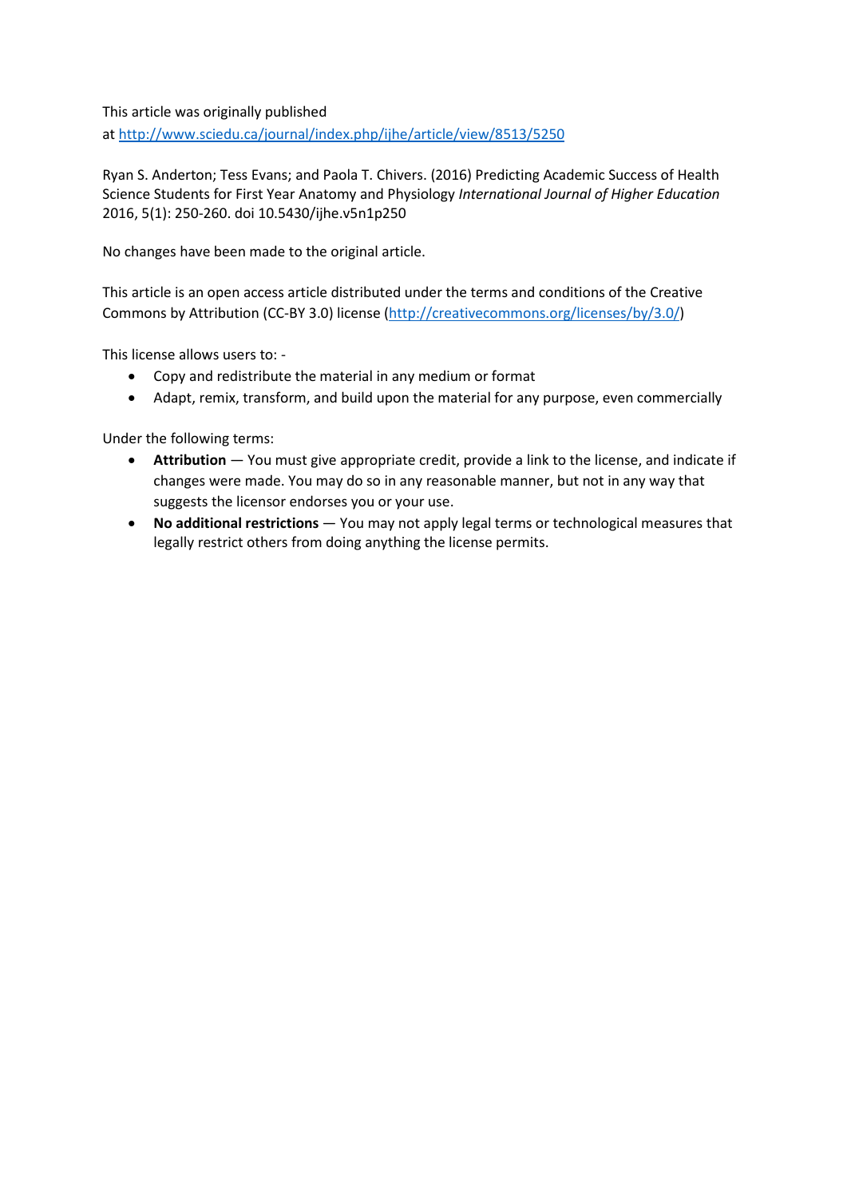This article was originally published at [http://www.sciedu.ca/journal/index.php/ijhe/article/view/8513/5250](http://www.sciedu.ca/journal/index.php/ijhe/article/view/8513/5250)

Ryan S. Anderton; Tess Evans; and Paola T. Chivers. (2016) Predicting Academic Success of Health Science Students for First Year Anatomy and Physiology *International Journal of Higher Education* 2016, 5(1): 250-260. doi 10.5430/ijhe.v5n1p250

No changes have been made to the original article.

This article is an open access article distributed under the terms and conditions of the Creative Commons by Attribution (CC-BY 3.0) license ([http://creativecommons.org/licenses/by/3.0/](http://creativecommons.org/licenses/by/3.0/))

This license allows users to: -

- Copy and redistribute the material in any medium or format
- Adapt, remix, transform, and build upon the material for any purpose, even commercially

Under the following terms:

- **Attribution** — You must give appropriate credit, provide a link to the license, and indicate if changes were made. You may do so in any reasonable manner, but not in any way that suggests the licensor endorses you or your use.
- **No additional restrictions** — You may not apply legal terms or technological measures that legally restrict others from doing anything the license permits.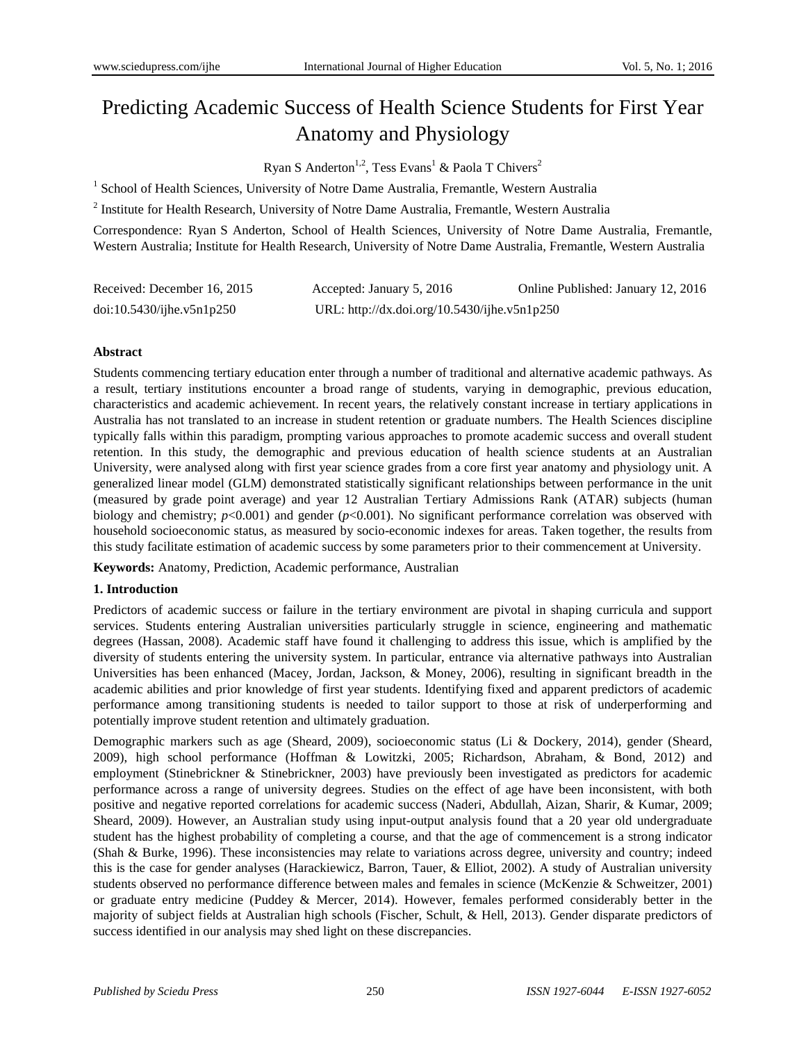# Predicting Academic Success of Health Science Students for First Year Anatomy and Physiology

Ryan S Anderton[1,2], Tess Evans[1] & Paola T Chivers[2]

[1] School of Health Sciences, University of Notre Dame Australia, Fremantle, Western Australia

[2] Institute for Health Research, University of Notre Dame Australia, Fremantle, Western Australia

Correspondence: Ryan S Anderton, School of Health Sciences, University of Notre Dame Australia, Fremantle, Western Australia; Institute for Health Research, University of Notre Dame Australia, Fremantle, Western Australia

Received: December 16, 2015  Accepted: January 5, 2016  Online Published: January 12, 2016

doi:10.5430/ijhe.v5n1p250  URL: http://dx.doi.org/10.5430/ijhe.v5n1p250

**Abstract**

Students commencing tertiary education enter through a number of traditional and alternative academic pathways. As a result, tertiary institutions encounter a broad range of students, varying in demographic, previous education, characteristics and academic achievement. In recent years, the relatively constant increase in tertiary applications in Australia has not translated to an increase in student retention or graduate numbers. The Health Sciences discipline typically falls within this paradigm, prompting various approaches to promote academic success and overall student retention. In this study, the demographic and previous education of health science students at an Australian University, were analysed along with first year science grades from a core first year anatomy and physiology unit. A generalized linear model (GLM) demonstrated statistically significant relationships between performance in the unit (measured by grade point average) and year 12 Australian Tertiary Admissions Rank (ATAR) subjects (human biology and chemistry; $p<0.001$) and gender ($p<0.001$). No significant performance correlation was observed with household socioeconomic status, as measured by socio-economic indexes for areas. Taken together, the results from this study facilitate estimation of academic success by some parameters prior to their commencement at University.

**Keywords:** Anatomy, Prediction, Academic performance, Australian

## 1. Introduction

Predictors of academic success or failure in the tertiary environment are pivotal in shaping curricula and support services. Students entering Australian universities particularly struggle in science, engineering and mathematic degrees (Hassan, 2008). Academic staff have found it challenging to address this issue, which is amplified by the diversity of students entering the university system. In particular, entrance via alternative pathways into Australian Universities has been enhanced (Macey, Jordan, Jackson, & Money, 2006), resulting in significant breadth in the academic abilities and prior knowledge of first year students. Identifying fixed and apparent predictors of academic performance among transitioning students is needed to tailor support to those at risk of underperforming and potentially improve student retention and ultimately graduation.

Demographic markers such as age (Sheard, 2009), socioeconomic status (Li & Dockery, 2014), gender (Sheard, 2009), high school performance (Hoffman & Lowitzki, 2005; Richardson, Abraham, & Bond, 2012) and employment (Stinebrickner & Stinebrickner, 2003) have previously been investigated as predictors for academic performance across a range of university degrees. Studies on the effect of age have been inconsistent, with both positive and negative reported correlations for academic success (Naderi, Abdullah, Aizan, Sharir, & Kumar, 2009; Sheard, 2009). However, an Australian study using input-output analysis found that a 20 year old undergraduate student has the highest probability of completing a course, and that the age of commencement is a strong indicator (Shah & Burke, 1996). These inconsistencies may relate to variations across degree, university and country; indeed this is the case for gender analyses (Harackiewicz, Barron, Tauer, & Elliot, 2002). A study of Australian university students observed no performance difference between males and females in science (McKenzie & Schweitzer, 2001) or graduate entry medicine (Puddey & Mercer, 2014). However, females performed considerably better in the majority of subject fields at Australian high schools (Fischer, Schult, & Hell, 2013). Gender disparate predictors of success identified in our analysis may shed light on these discrepancies.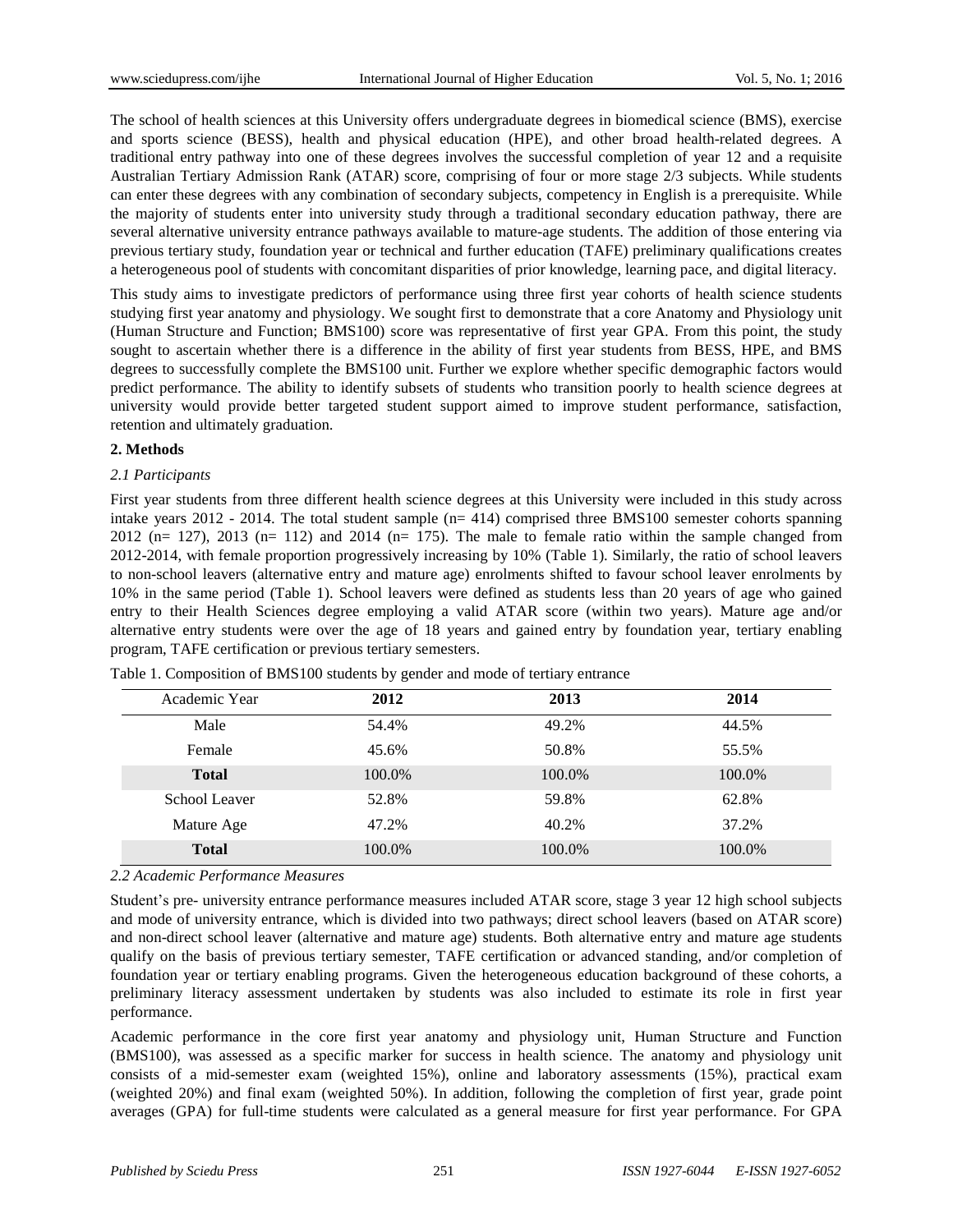The school of health sciences at this University offers undergraduate degrees in biomedical science (BMS), exercise and sports science (BESS), health and physical education (HPE), and other broad health-related degrees. A traditional entry pathway into one of these degrees involves the successful completion of year 12 and a requisite Australian Tertiary Admission Rank (ATAR) score, comprising of four or more stage 2/3 subjects. While students can enter these degrees with any combination of secondary subjects, competency in English is a prerequisite. While the majority of students enter into university study through a traditional secondary education pathway, there are several alternative university entrance pathways available to mature-age students. The addition of those entering via previous tertiary study, foundation year or technical and further education (TAFE) preliminary qualifications creates a heterogeneous pool of students with concomitant disparities of prior knowledge, learning pace, and digital literacy.

This study aims to investigate predictors of performance using three first year cohorts of health science students studying first year anatomy and physiology. We sought first to demonstrate that a core Anatomy and Physiology unit (Human Structure and Function; BMS100) score was representative of first year GPA. From this point, the study sought to ascertain whether there is a difference in the ability of first year students from BESS, HPE, and BMS degrees to successfully complete the BMS100 unit. Further we explore whether specific demographic factors would predict performance. The ability to identify subsets of students who transition poorly to health science degrees at university would provide better targeted student support aimed to improve student performance, satisfaction, retention and ultimately graduation.

## 2. Methods

### *2.1 Participants*

First year students from three different health science degrees at this University were included in this study across intake years 2012 - 2014. The total student sample (n= 414) comprised three BMS100 semester cohorts spanning 2012 (n= 127), 2013 (n= 112) and 2014 (n= 175). The male to female ratio within the sample changed from 2012-2014, with female proportion progressively increasing by 10% (Table 1). Similarly, the ratio of school leavers to non-school leavers (alternative entry and mature age) enrolments shifted to favour school leaver enrolments by 10% in the same period (Table 1). School leavers were defined as students less than 20 years of age who gained entry to their Health Sciences degree employing a valid ATAR score (within two years). Mature age and/or alternative entry students were over the age of 18 years and gained entry by foundation year, tertiary enabling program, TAFE certification or previous tertiary semesters.

Table 1. Composition of BMS100 students by gender and mode of tertiary entrance

| Academic Year | 2012 | 2013 | 2014 |
|---|---|---|---|
| Male | 54.4% | 49.2% | 44.5% |
| Female | 45.6% | 50.8% | 55.5% |
| **Total** | 100.0% | 100.0% | 100.0% |
| School Leaver | 52.8% | 59.8% | 62.8% |
| Mature Age | 47.2% | 40.2% | 37.2% |
| **Total** | 100.0% | 100.0% | 100.0% |

### *2.2 Academic Performance Measures*

Student's pre- university entrance performance measures included ATAR score, stage 3 year 12 high school subjects and mode of university entrance, which is divided into two pathways; direct school leavers (based on ATAR score) and non-direct school leaver (alternative and mature age) students. Both alternative entry and mature age students qualify on the basis of previous tertiary semester, TAFE certification or advanced standing, and/or completion of foundation year or tertiary enabling programs. Given the heterogeneous education background of these cohorts, a preliminary literacy assessment undertaken by students was also included to estimate its role in first year performance.

Academic performance in the core first year anatomy and physiology unit, Human Structure and Function (BMS100), was assessed as a specific marker for success in health science. The anatomy and physiology unit consists of a mid-semester exam (weighted 15%), online and laboratory assessments (15%), practical exam (weighted 20%) and final exam (weighted 50%). In addition, following the completion of first year, grade point averages (GPA) for full-time students were calculated as a general measure for first year performance. For GPA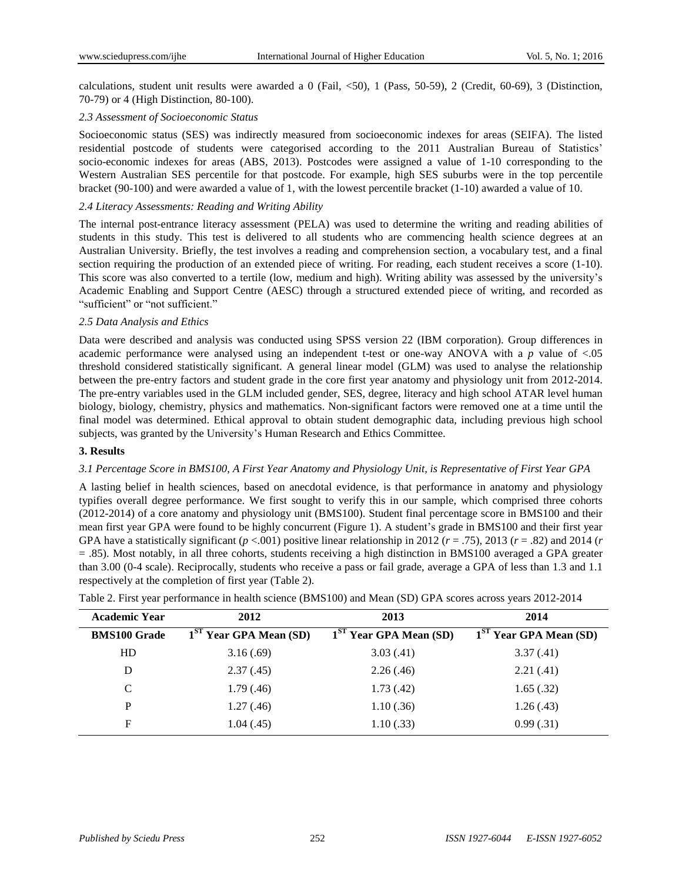calculations, student unit results were awarded a 0 (Fail, <50), 1 (Pass, 50-59), 2 (Credit, 60-69), 3 (Distinction, 70-79) or 4 (High Distinction, 80-100).

### *2.3 Assessment of Socioeconomic Status*

Socioeconomic status (SES) was indirectly measured from socioeconomic indexes for areas (SEIFA). The listed residential postcode of students were categorised according to the 2011 Australian Bureau of Statistics' socio-economic indexes for areas (ABS, 2013). Postcodes were assigned a value of 1-10 corresponding to the Western Australian SES percentile for that postcode. For example, high SES suburbs were in the top percentile bracket (90-100) and were awarded a value of 1, with the lowest percentile bracket (1-10) awarded a value of 10.

### *2.4 Literacy Assessments: Reading and Writing Ability*

The internal post-entrance literacy assessment (PELA) was used to determine the writing and reading abilities of students in this study. This test is delivered to all students who are commencing health science degrees at an Australian University. Briefly, the test involves a reading and comprehension section, a vocabulary test, and a final section requiring the production of an extended piece of writing. For reading, each student receives a score (1-10). This score was also converted to a tertile (low, medium and high). Writing ability was assessed by the university's Academic Enabling and Support Centre (AESC) through a structured extended piece of writing, and recorded as "sufficient" or "not sufficient."

### *2.5 Data Analysis and Ethics*

Data were described and analysis was conducted using SPSS version 22 (IBM corporation). Group differences in academic performance were analysed using an independent t-test or one-way ANOVA with a $p$ value of <.05 threshold considered statistically significant. A general linear model (GLM) was used to analyse the relationship between the pre-entry factors and student grade in the core first year anatomy and physiology unit from 2012-2014. The pre-entry variables used in the GLM included gender, SES, degree, literacy and high school ATAR level human biology, biology, chemistry, physics and mathematics. Non-significant factors were removed one at a time until the final model was determined. Ethical approval to obtain student demographic data, including previous high school subjects, was granted by the University's Human Research and Ethics Committee.

## 3. Results

### *3.1 Percentage Score in BMS100, A First Year Anatomy and Physiology Unit, is Representative of First Year GPA*

A lasting belief in health sciences, based on anecdotal evidence, is that performance in anatomy and physiology typifies overall degree performance. We first sought to verify this in our sample, which comprised three cohorts (2012-2014) of a core anatomy and physiology unit (BMS100). Student final percentage score in BMS100 and their mean first year GPA were found to be highly concurrent (Figure 1). A student's grade in BMS100 and their first year GPA have a statistically significant ($p$ <.001) positive linear relationship in 2012 ($r$ = .75), 2013 ($r$ = .82) and 2014 ($r$ = .85). Most notably, in all three cohorts, students receiving a high distinction in BMS100 averaged a GPA greater than 3.00 (0-4 scale). Reciprocally, students who receive a pass or fail grade, average a GPA of less than 1.3 and 1.1 respectively at the completion of first year (Table 2).

Table 2. First year performance in health science (BMS100) and Mean (SD) GPA scores across years 2012-2014

| Academic Year | 2012 | 2013 | 2014 |
|---|---|---|---|
| **BMS100 Grade** | **1ST Year GPA Mean (SD)** | **1ST Year GPA Mean (SD)** | **1ST Year GPA Mean (SD)** |
| HD | 3.16 (.69) | 3.03 (.41) | 3.37 (.41) |
| D | 2.37 (.45) | 2.26 (.46) | 2.21 (.41) |
| C | 1.79 (.46) | 1.73 (.42) | 1.65 (.32) |
| P | 1.27 (.46) | 1.10 (.36) | 1.26 (.43) |
| F | 1.04 (.45) | 1.10 (.33) | 0.99 (.31) |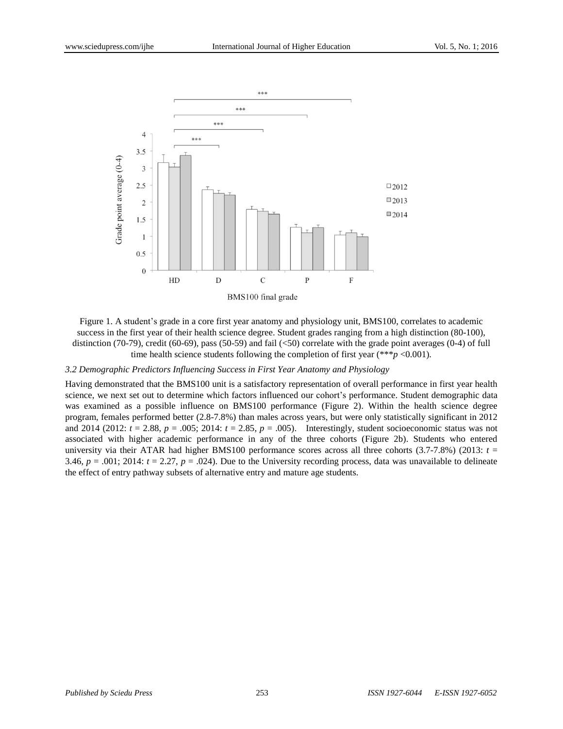Figure 1. A student's grade in a core first year anatomy and physiology unit, BMS100, correlates to academic success in the first year of their health science degree. Student grades ranging from a high distinction (80-100), distinction (70-79), credit (60-69), pass (50-59) and fail (<50) correlate with the grade point averages (0-4) of full time health science students following the completion of first year (\*\*\*$p$ <0.001).

### 3.2 Demographic Predictors Influencing Success in First Year Anatomy and Physiology

Having demonstrated that the BMS100 unit is a satisfactory representation of overall performance in first year health science, we next set out to determine which factors influenced our cohort's performance. Student demographic data was examined as a possible influence on BMS100 performance (Figure 2). Within the health science degree program, females performed better (2.8-7.8%) than males across years, but were only statistically significant in 2012 and 2014 (2012: $t$ = 2.88, $p$ = .005; 2014: $t$ = 2.85, $p$ = .005). Interestingly, student socioeconomic status was not associated with higher academic performance in any of the three cohorts (Figure 2b). Students who entered university via their ATAR had higher BMS100 performance scores across all three cohorts (3.7-7.8%) (2013: $t$ = 3.46, $p$ = .001; 2014: $t$ = 2.27, $p$ = .024). Due to the University recording process, data was unavailable to delineate the effect of entry pathway subsets of alternative entry and mature age students.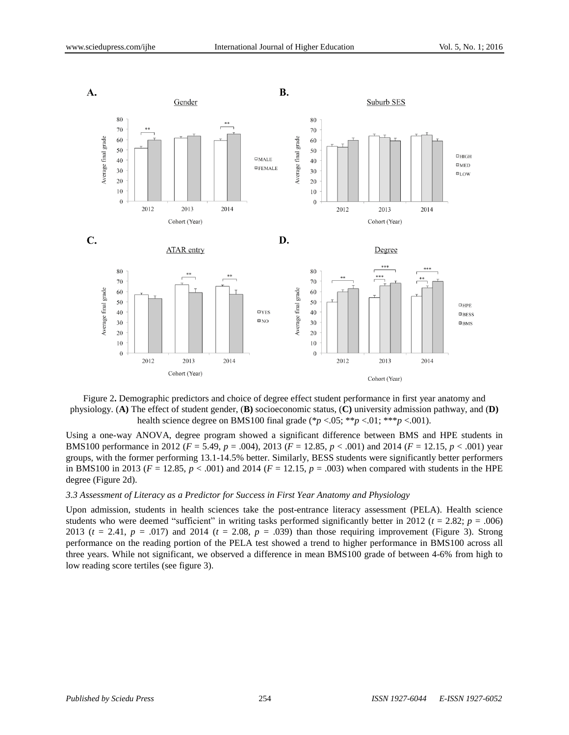Figure 2**.** Demographic predictors and choice of degree effect student performance in first year anatomy and physiology. (**A)** The effect of student gender, (**B)** socioeconomic status, (**C)** university admission pathway, and (**D)** health science degree on BMS100 final grade (*$p$ <.05; **$p$ <.01; ***$p$ <.001).

Using a one-way ANOVA, degree program showed a significant difference between BMS and HPE students in BMS100 performance in 2012 ($F$ = 5.49, $p$ = .004), 2013 ($F$ = 12.85, $p$ < .001) and 2014 ($F$ = 12.15, $p$ < .001) year groups, with the former performing 13.1-14.5% better. Similarly, BESS students were significantly better performers in BMS100 in 2013 ($F$ = 12.85, $p$ < .001) and 2014 ($F$ = 12.15, $p$ = .003) when compared with students in the HPE degree (Figure 2d).

### *3.3 Assessment of Literacy as a Predictor for Success in First Year Anatomy and Physiology*

Upon admission, students in health sciences take the post-entrance literacy assessment (PELA). Health science students who were deemed "sufficient" in writing tasks performed significantly better in 2012 ($t$ = 2.82; $p$ = .006) 2013 ($t$ = 2.41, $p$ = .017) and 2014 ($t$ = 2.08, $p$ = .039) than those requiring improvement (Figure 3). Strong performance on the reading portion of the PELA test showed a trend to higher performance in BMS100 across all three years. While not significant, we observed a difference in mean BMS100 grade of between 4-6% from high to low reading score tertiles (see figure 3).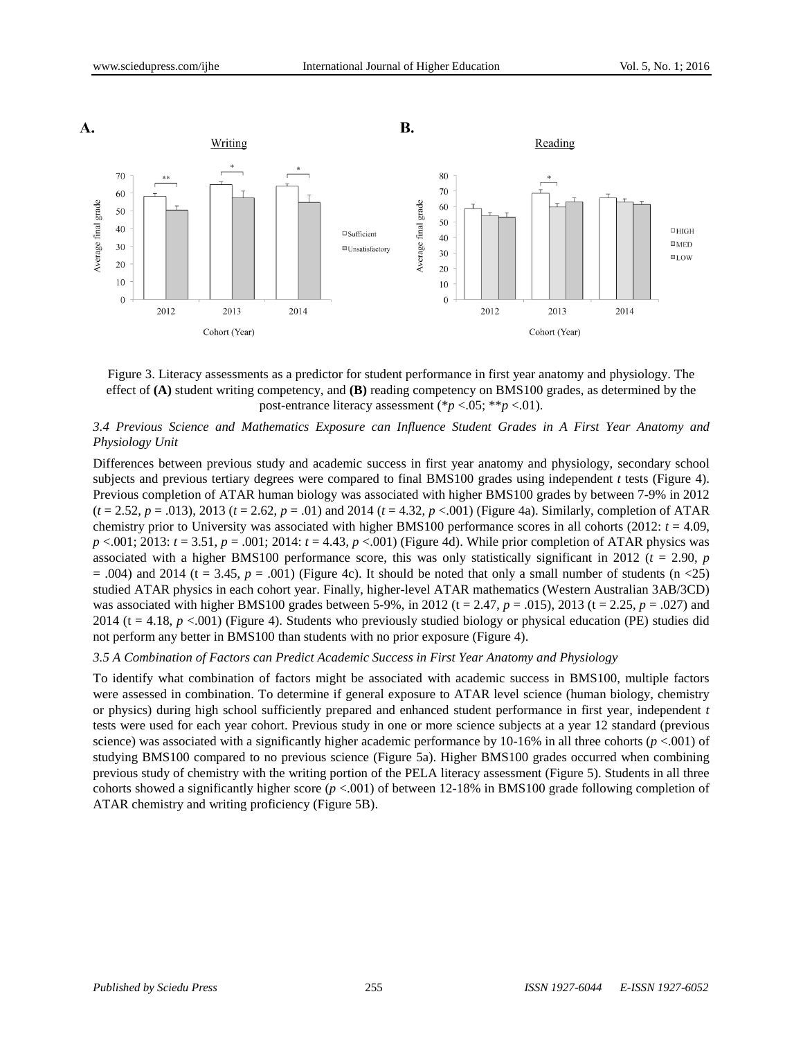Figure 3. Literacy assessments as a predictor for student performance in first year anatomy and physiology. The effect of **(A)** student writing competency, and **(B)** reading competency on BMS100 grades, as determined by the post-entrance literacy assessment (*$p$ <.05; **$p$ <.01).

### *3.4 Previous Science and Mathematics Exposure can Influence Student Grades in A First Year Anatomy and Physiology Unit*

Differences between previous study and academic success in first year anatomy and physiology, secondary school subjects and previous tertiary degrees were compared to final BMS100 grades using independent $t$ tests (Figure 4). Previous completion of ATAR human biology was associated with higher BMS100 grades by between 7-9% in 2012 ($t$ = 2.52, $p$ = .013), 2013 ($t$ = 2.62, $p$ = .01) and 2014 ($t$ = 4.32, $p$ <.001) (Figure 4a). Similarly, completion of ATAR chemistry prior to University was associated with higher BMS100 performance scores in all cohorts (2012: $t$ = 4.09, $p$ <.001; 2013: $t$ = 3.51, $p$ = .001; 2014: $t$ = 4.43, $p$ <.001) (Figure 4d). While prior completion of ATAR physics was associated with a higher BMS100 performance score, this was only statistically significant in 2012 ($t$ = 2.90, $p$ = .004) and 2014 (t = 3.45, $p$ = .001) (Figure 4c). It should be noted that only a small number of students (n <25) studied ATAR physics in each cohort year. Finally, higher-level ATAR mathematics (Western Australian 3AB/3CD) was associated with higher BMS100 grades between 5-9%, in 2012 (t = 2.47, $p$ = .015), 2013 (t = 2.25, $p$ = .027) and 2014 (t = 4.18, $p$ <.001) (Figure 4). Students who previously studied biology or physical education (PE) studies did not perform any better in BMS100 than students with no prior exposure (Figure 4).

### *3.5 A Combination of Factors can Predict Academic Success in First Year Anatomy and Physiology*

To identify what combination of factors might be associated with academic success in BMS100, multiple factors were assessed in combination. To determine if general exposure to ATAR level science (human biology, chemistry or physics) during high school sufficiently prepared and enhanced student performance in first year, independent $t$ tests were used for each year cohort. Previous study in one or more science subjects at a year 12 standard (previous science) was associated with a significantly higher academic performance by 10-16% in all three cohorts ($p$ <.001) of studying BMS100 compared to no previous science (Figure 5a). Higher BMS100 grades occurred when combining previous study of chemistry with the writing portion of the PELA literacy assessment (Figure 5). Students in all three cohorts showed a significantly higher score ($p$ <.001) of between 12-18% in BMS100 grade following completion of ATAR chemistry and writing proficiency (Figure 5B).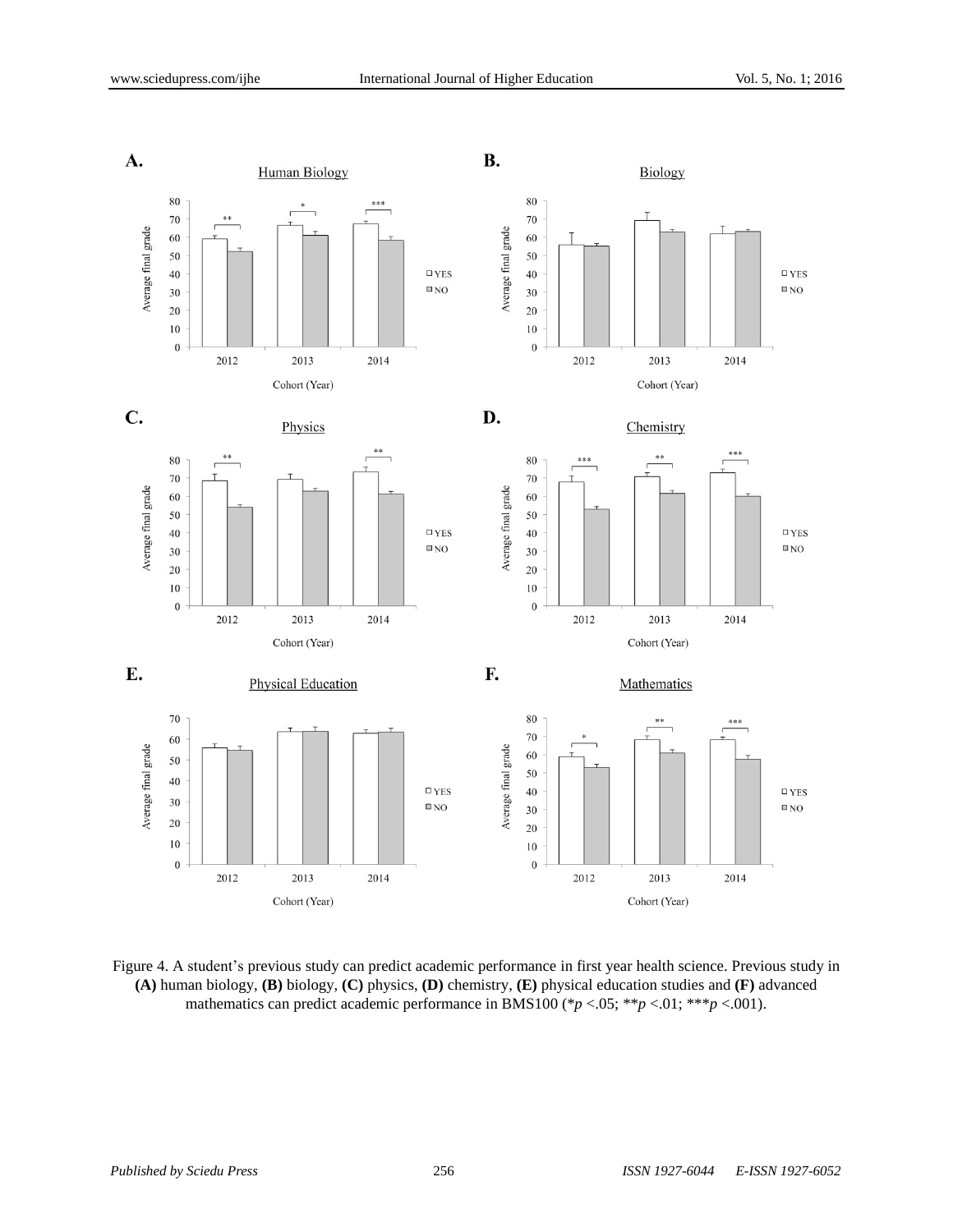Figure 4. A student's previous study can predict academic performance in first year health science. Previous study in **(A)** human biology, **(B)** biology, **(C)** physics, **(D)** chemistry, **(E)** physical education studies and **(F)** advanced mathematics can predict academic performance in BMS100 (\**p* <.05; \*\**p* <.01; \*\*\**p* <.001).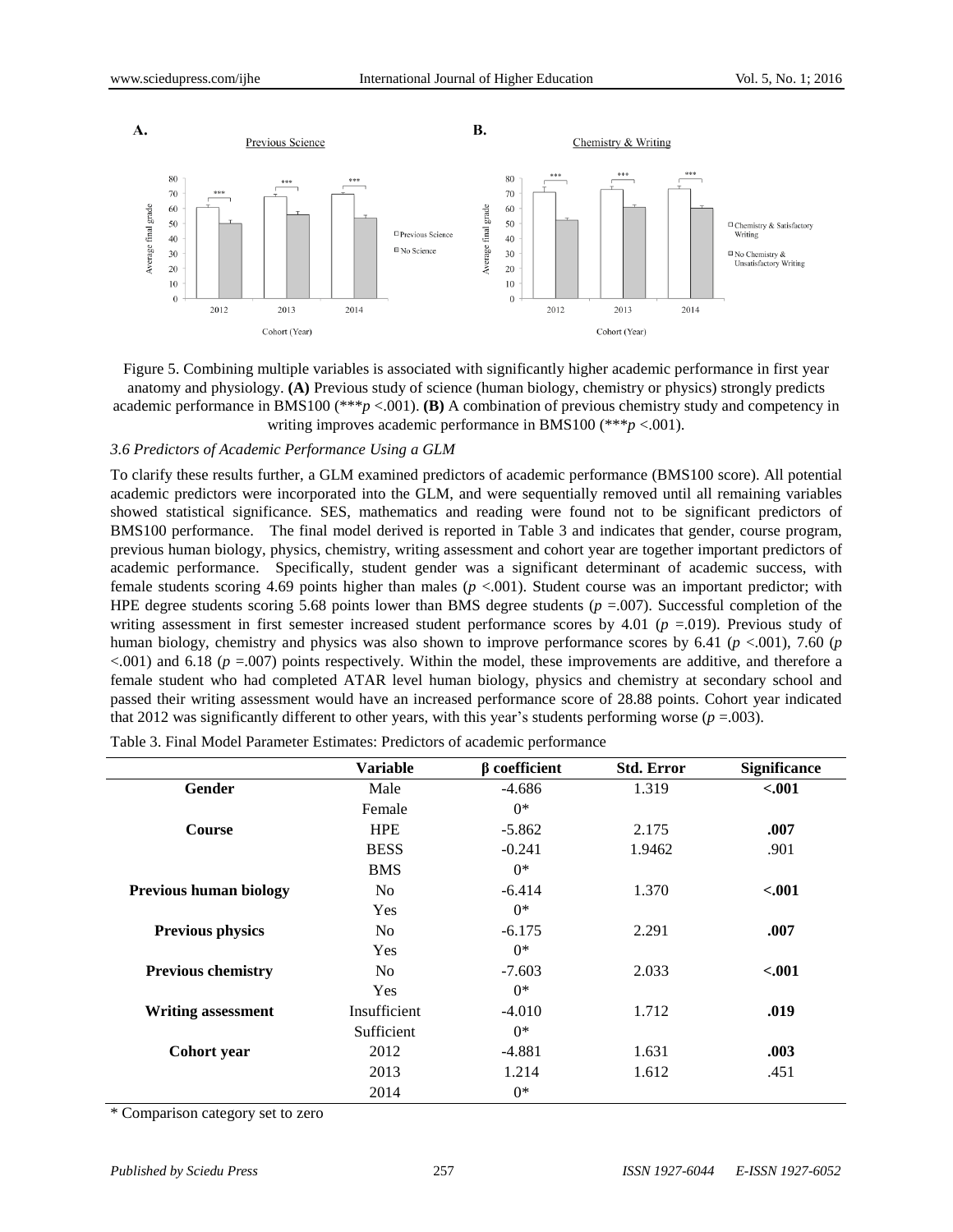Figure 5. Combining multiple variables is associated with significantly higher academic performance in first year anatomy and physiology. **(A)** Previous study of science (human biology, chemistry or physics) strongly predicts academic performance in BMS100 (****p* <.001). **(B)** A combination of previous chemistry study and competency in writing improves academic performance in BMS100 (****p* <.001).

### *3.6 Predictors of Academic Performance Using a GLM*

To clarify these results further, a GLM examined predictors of academic performance (BMS100 score). All potential academic predictors were incorporated into the GLM, and were sequentially removed until all remaining variables showed statistical significance. SES, mathematics and reading were found not to be significant predictors of BMS100 performance. The final model derived is reported in Table 3 and indicates that gender, course program, previous human biology, physics, chemistry, writing assessment and cohort year are together important predictors of academic performance. Specifically, student gender was a significant determinant of academic success, with female students scoring 4.69 points higher than males ($p$ <.001). Student course was an important predictor; with HPE degree students scoring 5.68 points lower than BMS degree students ($p$ =.007). Successful completion of the writing assessment in first semester increased student performance scores by 4.01 ($p$ =.019). Previous study of human biology, chemistry and physics was also shown to improve performance scores by 6.41 ($p$ <.001), 7.60 ($p$ <.001) and 6.18 ($p$ =.007) points respectively. Within the model, these improvements are additive, and therefore a female student who had completed ATAR level human biology, physics and chemistry at secondary school and passed their writing assessment would have an increased performance score of 28.88 points. Cohort year indicated that 2012 was significantly different to other years, with this year's students performing worse ($p$ =.003).

Table 3. Final Model Parameter Estimates: Predictors of academic performance

| | Variable | β coefficient | Std. Error | Significance |
|---|---|---|---|---|
| **Gender** | Male | -4.686 | 1.319 | **<.001** |
| | Female | 0* | | |
| **Course** | HPE | -5.862 | 2.175 | **.007** |
| | BESS | -0.241 | 1.9462 | .901 |
| | BMS | 0* | | |
| **Previous human biology** | No | -6.414 | 1.370 | **<.001** |
| | Yes | 0* | | |
| **Previous physics** | No | -6.175 | 2.291 | **.007** |
| | Yes | 0* | | |
| **Previous chemistry** | No | -7.603 | 2.033 | **<.001** |
| | Yes | 0* | | |
| **Writing assessment** | Insufficient | -4.010 | 1.712 | **.019** |
| | Sufficient | 0* | | |
| **Cohort year** | 2012 | -4.881 | 1.631 | **.003** |
| | 2013 | 1.214 | 1.612 | .451 |
| | 2014 | 0* | | |

\* Comparison category set to zero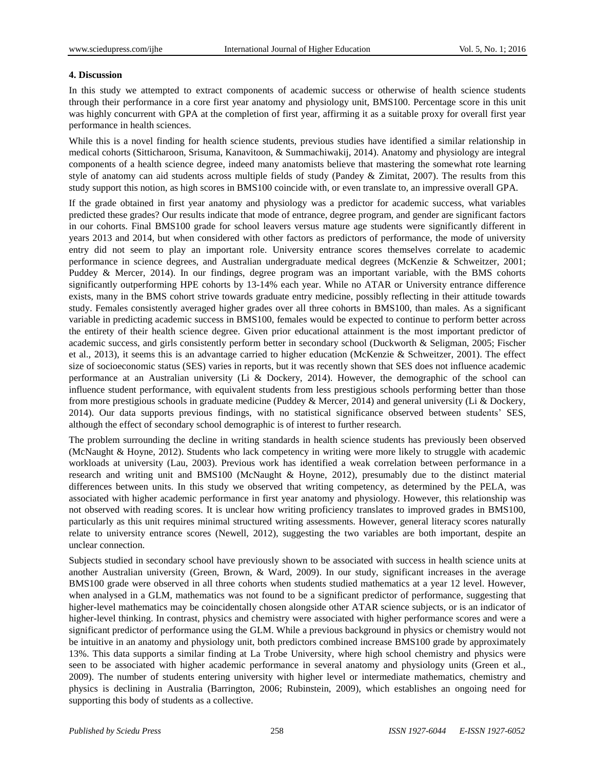## 4. Discussion

In this study we attempted to extract components of academic success or otherwise of health science students through their performance in a core first year anatomy and physiology unit, BMS100. Percentage score in this unit was highly concurrent with GPA at the completion of first year, affirming it as a suitable proxy for overall first year performance in health sciences.

While this is a novel finding for health science students, previous studies have identified a similar relationship in medical cohorts (Sitticharoon, Srisuma, Kanavitoon, & Summachiwakij, 2014). Anatomy and physiology are integral components of a health science degree, indeed many anatomists believe that mastering the somewhat rote learning style of anatomy can aid students across multiple fields of study (Pandey & Zimitat, 2007). The results from this study support this notion, as high scores in BMS100 coincide with, or even translate to, an impressive overall GPA.

If the grade obtained in first year anatomy and physiology was a predictor for academic success, what variables predicted these grades? Our results indicate that mode of entrance, degree program, and gender are significant factors in our cohorts. Final BMS100 grade for school leavers versus mature age students were significantly different in years 2013 and 2014, but when considered with other factors as predictors of performance, the mode of university entry did not seem to play an important role. University entrance scores themselves correlate to academic performance in science degrees, and Australian undergraduate medical degrees (McKenzie & Schweitzer, 2001; Puddey & Mercer, 2014). In our findings, degree program was an important variable, with the BMS cohorts significantly outperforming HPE cohorts by 13-14% each year. While no ATAR or University entrance difference exists, many in the BMS cohort strive towards graduate entry medicine, possibly reflecting in their attitude towards study. Females consistently averaged higher grades over all three cohorts in BMS100, than males. As a significant variable in predicting academic success in BMS100, females would be expected to continue to perform better across the entirety of their health science degree. Given prior educational attainment is the most important predictor of academic success, and girls consistently perform better in secondary school (Duckworth & Seligman, 2005; Fischer et al., 2013), it seems this is an advantage carried to higher education (McKenzie & Schweitzer, 2001). The effect size of socioeconomic status (SES) varies in reports, but it was recently shown that SES does not influence academic performance at an Australian university (Li & Dockery, 2014). However, the demographic of the school can influence student performance, with equivalent students from less prestigious schools performing better than those from more prestigious schools in graduate medicine (Puddey & Mercer, 2014) and general university (Li & Dockery, 2014). Our data supports previous findings, with no statistical significance observed between students' SES, although the effect of secondary school demographic is of interest to further research.

The problem surrounding the decline in writing standards in health science students has previously been observed (McNaught & Hoyne, 2012). Students who lack competency in writing were more likely to struggle with academic workloads at university (Lau, 2003). Previous work has identified a weak correlation between performance in a research and writing unit and BMS100 (McNaught & Hoyne, 2012), presumably due to the distinct material differences between units. In this study we observed that writing competency, as determined by the PELA, was associated with higher academic performance in first year anatomy and physiology. However, this relationship was not observed with reading scores. It is unclear how writing proficiency translates to improved grades in BMS100, particularly as this unit requires minimal structured writing assessments. However, general literacy scores naturally relate to university entrance scores (Newell, 2012), suggesting the two variables are both important, despite an unclear connection.

Subjects studied in secondary school have previously shown to be associated with success in health science units at another Australian university (Green, Brown, & Ward, 2009). In our study, significant increases in the average BMS100 grade were observed in all three cohorts when students studied mathematics at a year 12 level. However, when analysed in a GLM, mathematics was not found to be a significant predictor of performance, suggesting that higher-level mathematics may be coincidentally chosen alongside other ATAR science subjects, or is an indicator of higher-level thinking. In contrast, physics and chemistry were associated with higher performance scores and were a significant predictor of performance using the GLM. While a previous background in physics or chemistry would not be intuitive in an anatomy and physiology unit, both predictors combined increase BMS100 grade by approximately 13%. This data supports a similar finding at La Trobe University, where high school chemistry and physics were seen to be associated with higher academic performance in several anatomy and physiology units (Green et al., 2009). The number of students entering university with higher level or intermediate mathematics, chemistry and physics is declining in Australia (Barrington, 2006; Rubinstein, 2009), which establishes an ongoing need for supporting this body of students as a collective.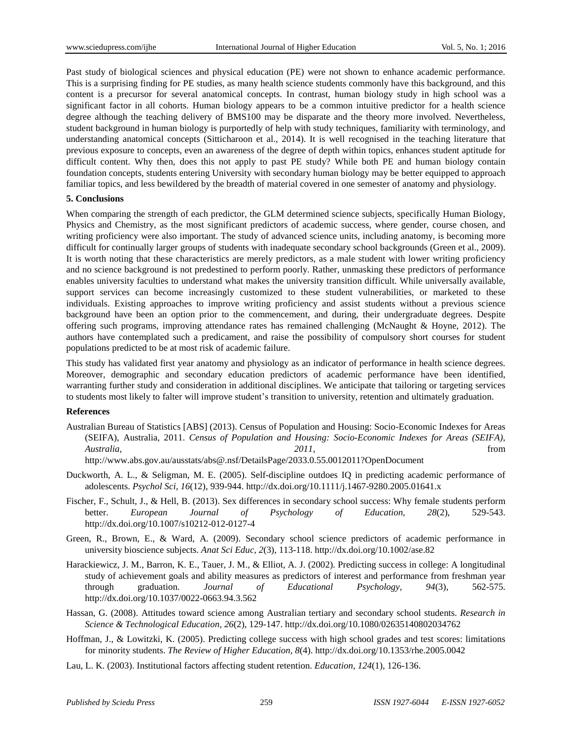Past study of biological sciences and physical education (PE) were not shown to enhance academic performance. This is a surprising finding for PE studies, as many health science students commonly have this background, and this content is a precursor for several anatomical concepts. In contrast, human biology study in high school was a significant factor in all cohorts. Human biology appears to be a common intuitive predictor for a health science degree although the teaching delivery of BMS100 may be disparate and the theory more involved. Nevertheless, student background in human biology is purportedly of help with study techniques, familiarity with terminology, and understanding anatomical concepts (Sitticharoon et al., 2014). It is well recognised in the teaching literature that previous exposure to concepts, even an awareness of the degree of depth within topics, enhances student aptitude for difficult content. Why then, does this not apply to past PE study? While both PE and human biology contain foundation concepts, students entering University with secondary human biology may be better equipped to approach familiar topics, and less bewildered by the breadth of material covered in one semester of anatomy and physiology.

## 5. Conclusions

When comparing the strength of each predictor, the GLM determined science subjects, specifically Human Biology, Physics and Chemistry, as the most significant predictors of academic success, where gender, course chosen, and writing proficiency were also important. The study of advanced science units, including anatomy, is becoming more difficult for continually larger groups of students with inadequate secondary school backgrounds (Green et al., 2009). It is worth noting that these characteristics are merely predictors, as a male student with lower writing proficiency and no science background is not predestined to perform poorly. Rather, unmasking these predictors of performance enables university faculties to understand what makes the university transition difficult. While universally available, support services can become increasingly customized to these student vulnerabilities, or marketed to these individuals. Existing approaches to improve writing proficiency and assist students without a previous science background have been an option prior to the commencement, and during, their undergraduate degrees. Despite offering such programs, improving attendance rates has remained challenging (McNaught & Hoyne, 2012). The authors have contemplated such a predicament, and raise the possibility of compulsory short courses for student populations predicted to be at most risk of academic failure.

This study has validated first year anatomy and physiology as an indicator of performance in health science degrees. Moreover, demographic and secondary education predictors of academic performance have been identified, warranting further study and consideration in additional disciplines. We anticipate that tailoring or targeting services to students most likely to falter will improve student's transition to university, retention and ultimately graduation.

## References

Australian Bureau of Statistics [ABS] (2013). Census of Population and Housing: Socio-Economic Indexes for Areas (SEIFA), Australia, 2011. *Census of Population and Housing: Socio-Economic Indexes for Areas (SEIFA), Australia, 2011*, from http://www.abs.gov.au/ausstats/abs@.nsf/DetailsPage/2033.0.55.0012011?OpenDocument

Duckworth, A. L., & Seligman, M. E. (2005). Self-discipline outdoes IQ in predicting academic performance of adolescents. *Psychol Sci, 16*(12), 939-944. http://dx.doi.org/10.1111/j.1467-9280.2005.01641.x

Fischer, F., Schult, J., & Hell, B. (2013). Sex differences in secondary school success: Why female students perform better. *European Journal of Psychology of Education, 28*(2), 529-543. http://dx.doi.org/10.1007/s10212-012-0127-4

Green, R., Brown, E., & Ward, A. (2009). Secondary school science predictors of academic performance in university bioscience subjects. *Anat Sci Educ, 2*(3), 113-118. http://dx.doi.org/10.1002/ase.82

Harackiewicz, J. M., Barron, K. E., Tauer, J. M., & Elliot, A. J. (2002). Predicting success in college: A longitudinal study of achievement goals and ability measures as predictors of interest and performance from freshman year through graduation. *Journal of Educational Psychology, 94*(3), 562-575. http://dx.doi.org/10.1037/0022-0663.94.3.562

Hassan, G. (2008). Attitudes toward science among Australian tertiary and secondary school students. *Research in Science & Technological Education, 26*(2), 129-147. http://dx.doi.org/10.1080/02635140802034762

Hoffman, J., & Lowitzki, K. (2005). Predicting college success with high school grades and test scores: limitations for minority students. *The Review of Higher Education, 8*(4). http://dx.doi.org/10.1353/rhe.2005.0042

Lau, L. K. (2003). Institutional factors affecting student retention. *Education, 124*(1), 126-136.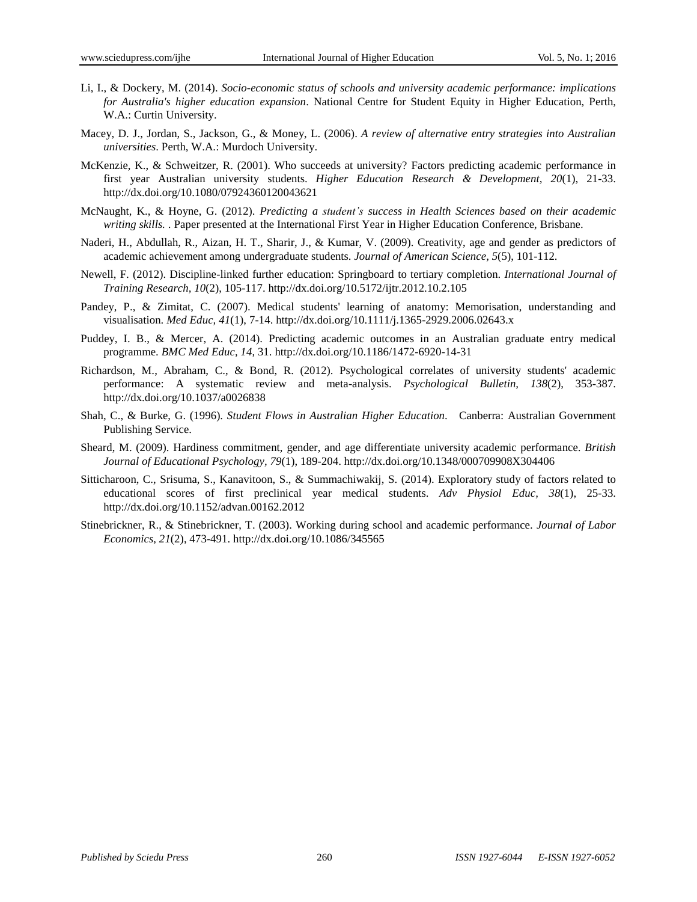Li, I., & Dockery, M. (2014). *Socio-economic status of schools and university academic performance: implications for Australia's higher education expansion*. National Centre for Student Equity in Higher Education, Perth, W.A.: Curtin University.

Macey, D. J., Jordan, S., Jackson, G., & Money, L. (2006). *A review of alternative entry strategies into Australian universities*. Perth, W.A.: Murdoch University.

McKenzie, K., & Schweitzer, R. (2001). Who succeeds at university? Factors predicting academic performance in first year Australian university students. *Higher Education Research & Development, 20*(1), 21-33. http://dx.doi.org/10.1080/07924360120043621

McNaught, K., & Hoyne, G. (2012). *Predicting a student's success in Health Sciences based on their academic writing skills.* . Paper presented at the International First Year in Higher Education Conference, Brisbane.

Naderi, H., Abdullah, R., Aizan, H. T., Sharir, J., & Kumar, V. (2009). Creativity, age and gender as predictors of academic achievement among undergraduate students. *Journal of American Science, 5*(5), 101-112.

Newell, F. (2012). Discipline-linked further education: Springboard to tertiary completion. *International Journal of Training Research, 10*(2), 105-117. http://dx.doi.org/10.5172/ijtr.2012.10.2.105

Pandey, P., & Zimitat, C. (2007). Medical students' learning of anatomy: Memorisation, understanding and visualisation. *Med Educ, 41*(1), 7-14. http://dx.doi.org/10.1111/j.1365-2929.2006.02643.x

Puddey, I. B., & Mercer, A. (2014). Predicting academic outcomes in an Australian graduate entry medical programme. *BMC Med Educ, 14*, 31. http://dx.doi.org/10.1186/1472-6920-14-31

Richardson, M., Abraham, C., & Bond, R. (2012). Psychological correlates of university students' academic performance: A systematic review and meta-analysis. *Psychological Bulletin, 138*(2), 353-387. http://dx.doi.org/10.1037/a0026838

Shah, C., & Burke, G. (1996). *Student Flows in Australian Higher Education*. Canberra: Australian Government Publishing Service.

Sheard, M. (2009). Hardiness commitment, gender, and age differentiate university academic performance. *British Journal of Educational Psychology, 79*(1), 189-204. http://dx.doi.org/10.1348/000709908X304406

Sitticharoon, C., Srisuma, S., Kanavitoon, S., & Summachiwakij, S. (2014). Exploratory study of factors related to educational scores of first preclinical year medical students. *Adv Physiol Educ, 38*(1), 25-33. http://dx.doi.org/10.1152/advan.00162.2012

Stinebrickner, R., & Stinebrickner, T. (2003). Working during school and academic performance. *Journal of Labor Economics, 21*(2), 473-491. http://dx.doi.org/10.1086/345565